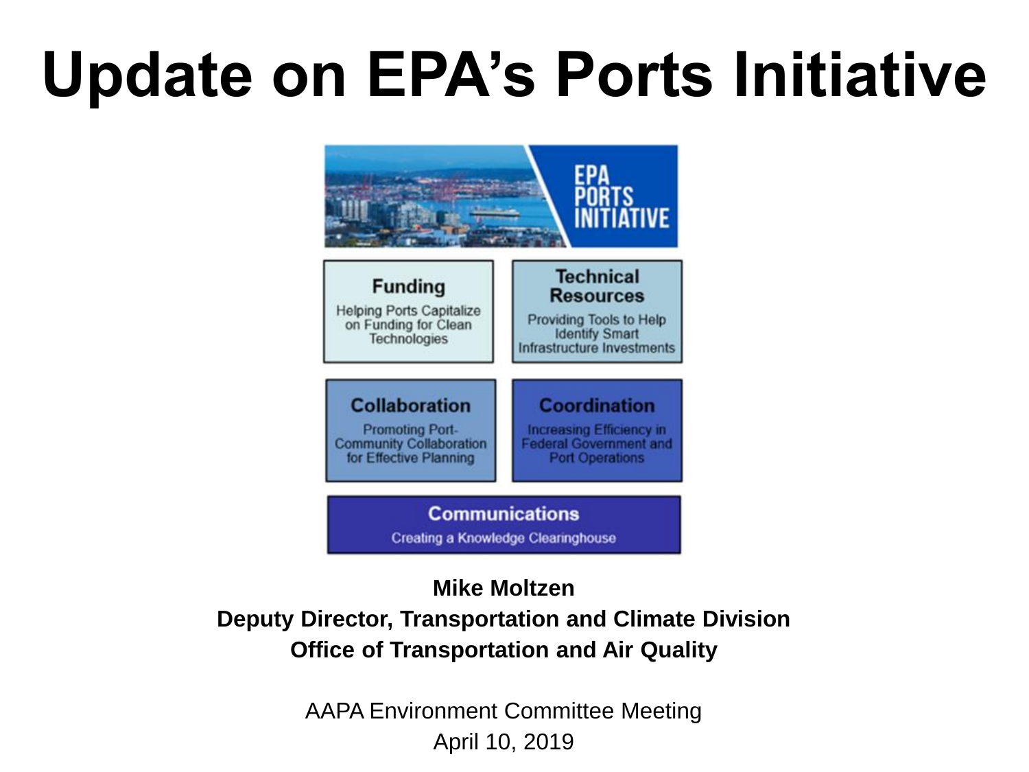# Update on EPA's Ports Initiative

EPA PORTS INITIATIVE

**Funding**
Helping Ports Capitalize on Funding for Clean Technologies

**Technical Resources**
Providing Tools to Help Identify Smart Infrastructure Investments

**Collaboration**
Promoting Port-Community Collaboration for Effective Planning

**Coordination**
Increasing Efficiency in Federal Government and Port Operations

**Communications**
Creating a Knowledge Clearinghouse

**Mike Moltzen**
**Deputy Director, Transportation and Climate Division**
**Office of Transportation and Air Quality**

AAPA Environment Committee Meeting
April 10, 2019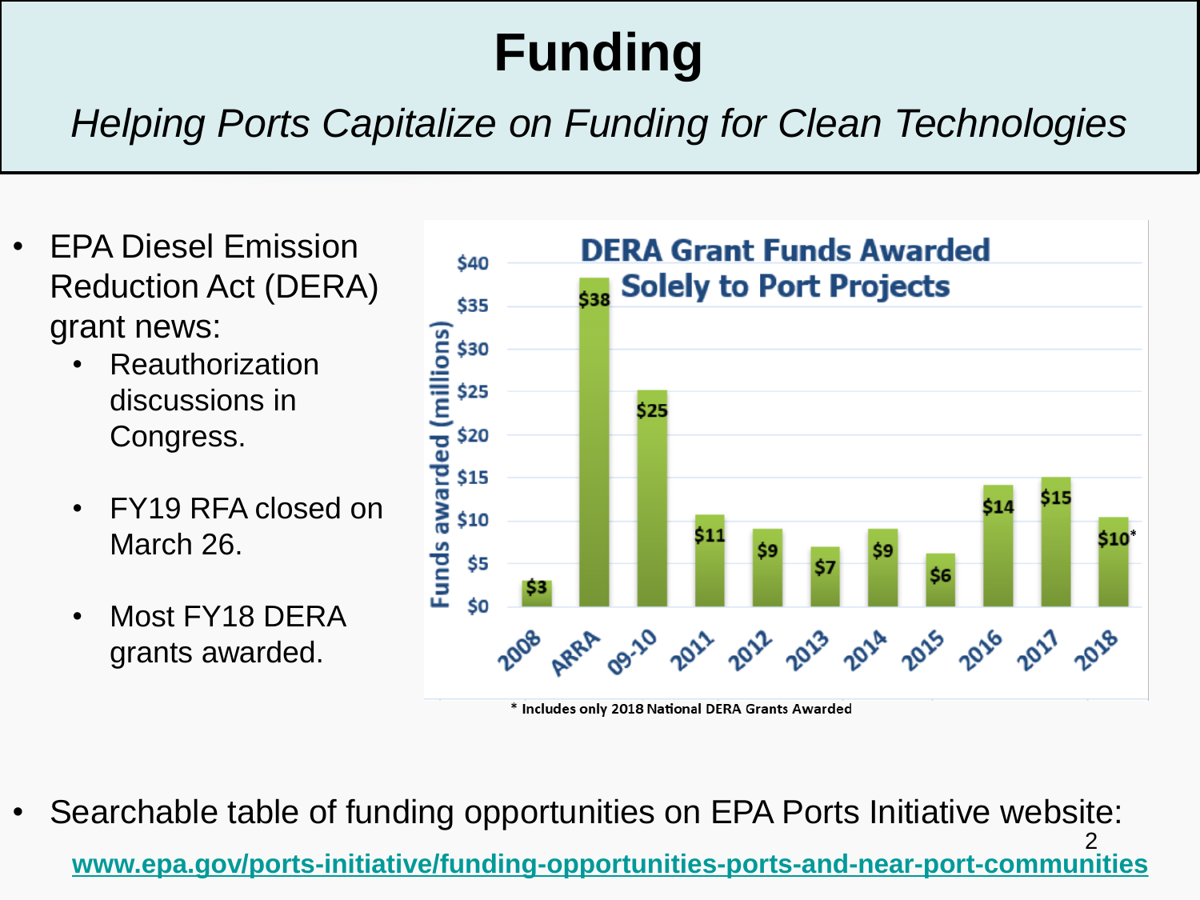# Funding

*Helping Ports Capitalize on Funding for Clean Technologies*

- EPA Diesel Emission Reduction Act (DERA) grant news:
  - Reauthorization discussions in Congress.
  - FY19 RFA closed on March 26.
  - Most FY18 DERA grants awarded.

**DERA Grant Funds Awarded Solely to Port Projects**

| Year | Funds awarded (millions) |
| --- | --- |
| 2008 | $3 |
| ARRA | $38 |
| 09-10 | $25 |
| 2011 | $11 |
| 2012 | $9 |
| 2013 | $7 |
| 2014 | $9 |
| 2015 | $6 |
| 2016 | $14 |
| 2017 | $15 |
| 2018 | $10* |

* Includes only 2018 National DERA Grants Awarded

- Searchable table of funding opportunities on EPA Ports Initiative website: [www.epa.gov/ports-initiative/funding-opportunities-ports-and-near-port-communities](http://www.epa.gov/ports-initiative/funding-opportunities-ports-and-near-port-communities)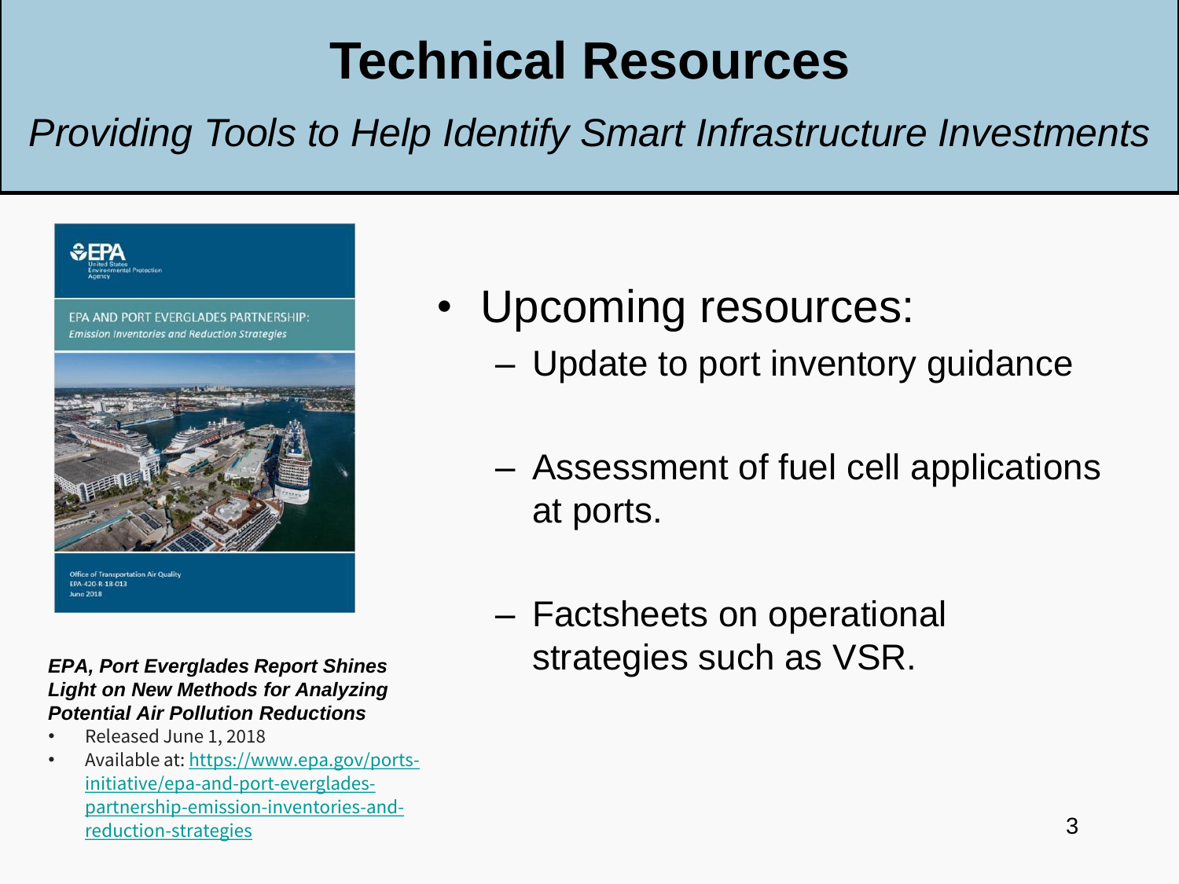# Technical Resources

*Providing Tools to Help Identify Smart Infrastructure Investments*

***EPA, Port Everglades Report Shines Light on New Methods for Analyzing Potential Air Pollution Reductions***

- Released June 1, 2018
- Available at: [https://www.epa.gov/ports-initiative/epa-and-port-everglades-partnership-emission-inventories-and-reduction-strategies](https://www.epa.gov/ports-initiative/epa-and-port-everglades-partnership-emission-inventories-and-reduction-strategies)

- Upcoming resources:
  - Update to port inventory guidance
  - Assessment of fuel cell applications at ports.
  - Factsheets on operational strategies such as VSR.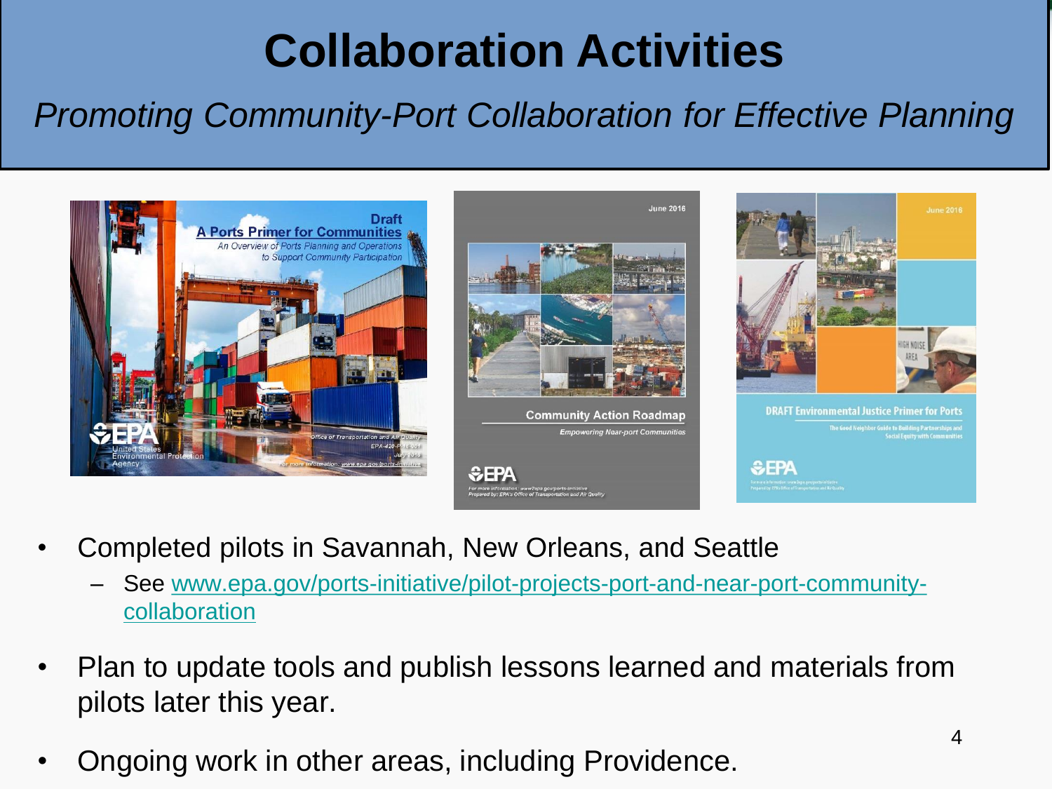# Collaboration Activities

*Promoting Community-Port Collaboration for Effective Planning*

- Completed pilots in Savannah, New Orleans, and Seattle
  - See [www.epa.gov/ports-initiative/pilot-projects-port-and-near-port-community-collaboration](http://www.epa.gov/ports-initiative/pilot-projects-port-and-near-port-community-collaboration)
- Plan to update tools and publish lessons learned and materials from pilots later this year.
- Ongoing work in other areas, including Providence.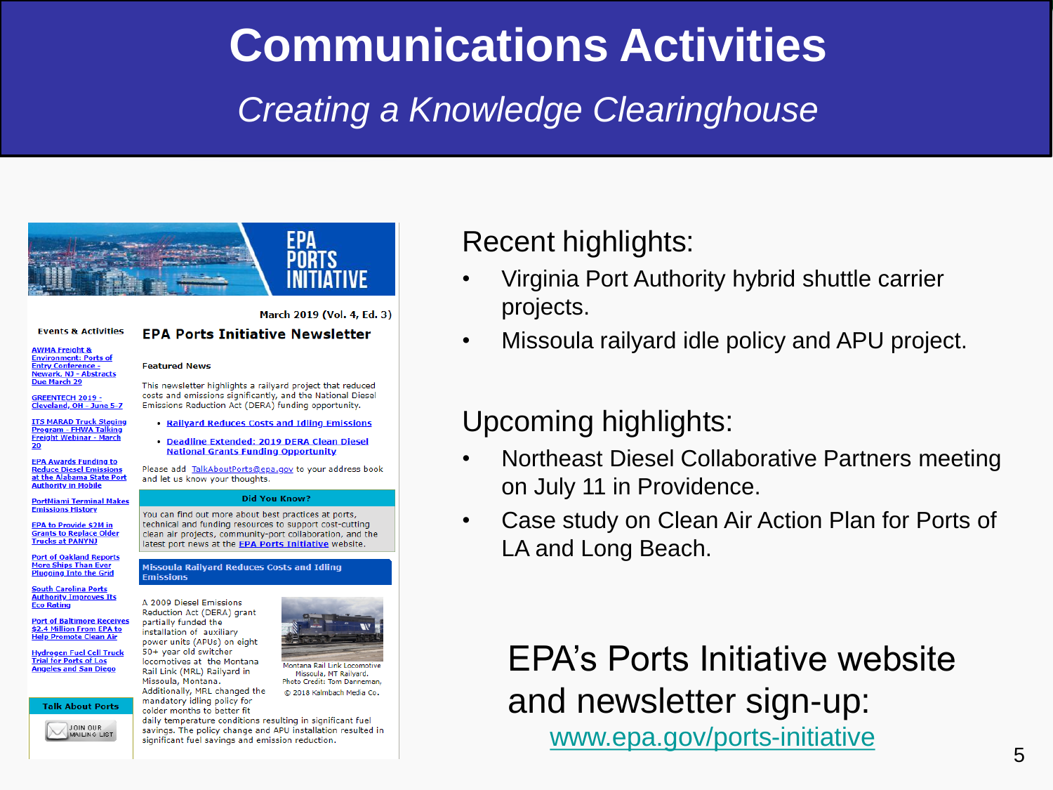# Communications Activities

*Creating a Knowledge Clearinghouse*

EPA PORTS INITIATIVE

March 2019 (Vol. 4, Ed. 3)

**Events & Activities**

- AWMA Freight & Environment: Ports of Entry Conference - Newark, NJ - Abstracts Due March 29
- GREENTECH 2019 - Cleveland, OH - June 5-7
- ITS MARAD Truck Staging Program - FHWA Talking Freight Webinar - March 20
- EPA Awards Funding to Reduce Diesel Emissions at the Alabama State Port Authority in Mobile
- PortMiami Terminal Makes Emissions History
- EPA to Provide $2M in Grants to Replace Older Trucks at PANYNJ
- Port of Oakland Reports More Ships Than Ever Plugging Into the Grid
- South Carolina Ports Authority Improves Its Eco Rating
- Port of Baltimore Receives $2.4 Million From EPA to Help Promote Clean Air
- Hydrogen Fuel Cell Truck Trial for Ports of Los Angeles and San Diego

**Talk About Ports**

JOIN OUR MAILING LIST

## EPA Ports Initiative Newsletter

**Featured News**

This newsletter highlights a railyard project that reduced costs and emissions significantly, and the National Diesel Emissions Reduction Act (DERA) funding opportunity.

- Railyard Reduces Costs and Idling Emissions
- Deadline Extended: 2019 DERA Clean Diesel National Grants Funding Opportunity

Please add TalkAboutPorts@epa.gov to your address book and let us know your thoughts.

**Did You Know?**

You can find out more about best practices at ports, technical and funding resources to support cost-cutting clean air projects, community-port collaboration, and the latest port news at the EPA Ports Initiative website.

**Missoula Railyard Reduces Costs and Idling Emissions**

A 2009 Diesel Emissions Reduction Act (DERA) grant partially funded the installation of auxiliary power units (APUs) on eight 50+ year old switcher locomotives at the Montana Rail Link (MRL) Railyard in Missoula, Montana. Additionally, MRL changed the mandatory idling policy for colder months to better fit daily temperature conditions resulting in significant fuel savings. The policy change and APU installation resulted in significant fuel savings and emission reduction.

Montana Rail Link Locomotive Missoula, MT Railyard. Photo Credit: Tom Danneman, © 2018 Kalmbach Media Co.

## Recent highlights:

- Virginia Port Authority hybrid shuttle carrier projects.
- Missoula railyard idle policy and APU project.

## Upcoming highlights:

- Northeast Diesel Collaborative Partners meeting on July 11 in Providence.
- Case study on Clean Air Action Plan for Ports of LA and Long Beach.

EPA's Ports Initiative website and newsletter sign-up:
www.epa.gov/ports-initiative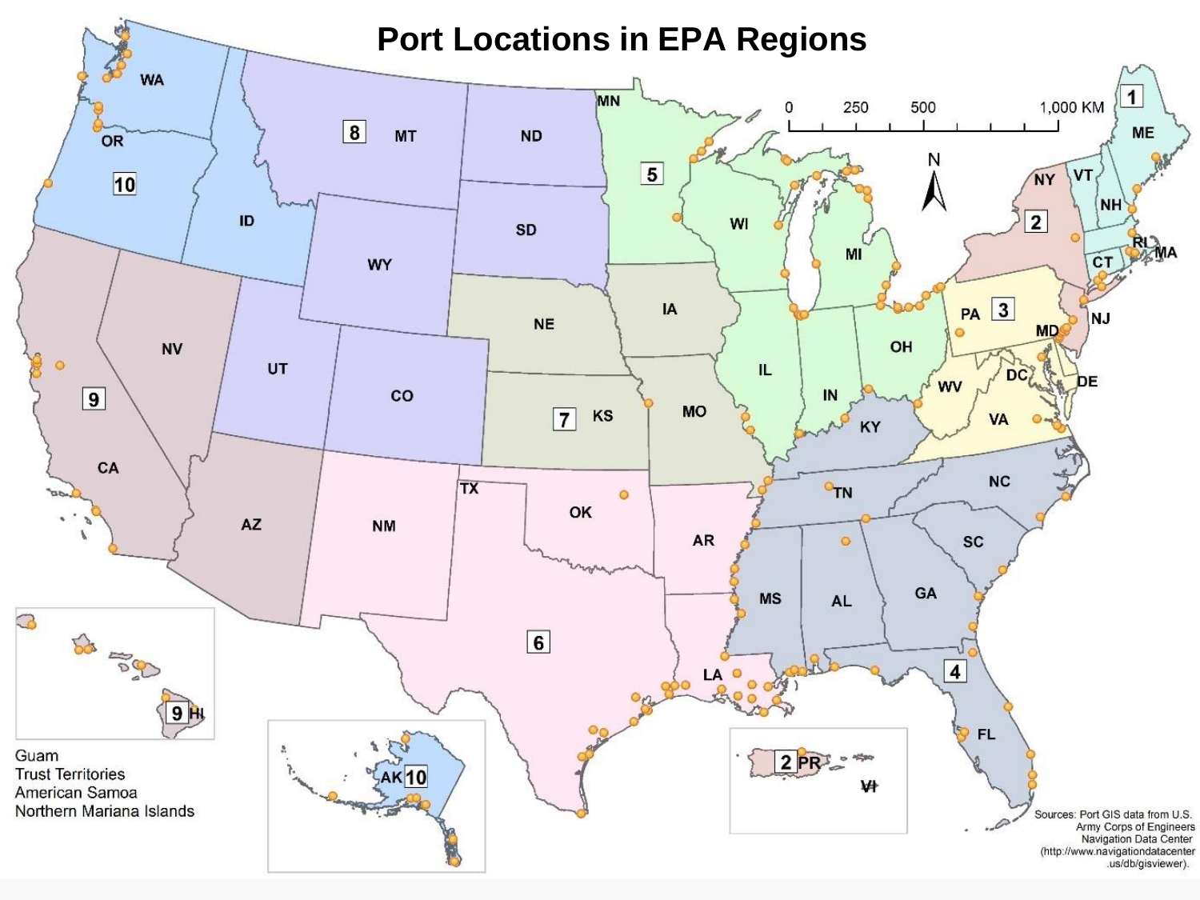# Port Locations in EPA Regions

0 250 500 1,000 KM

N

1
ME
VT
NH
MA
RI
CT

2
NY
NJ
PR
VI

3
PA
MD
DE
DC
WV
VA

4
KY
TN
NC
SC
GA
AL
MS
FL

5
MN
WI
MI
IL
IN
OH

6
NM
TX
OK
AR
LA

7
NE
IA
KS
MO

8
MT
ND
SD
WY
UT
CO

9
CA
NV
AZ
HI

10
WA
OR
ID
AK

Guam
Trust Territories
American Samoa
Northern Mariana Islands

Sources: Port GIS data from U.S. Army Corps of Engineers Navigation Data Center (http://www.navigationdatacenter.us/db/gisviewer).